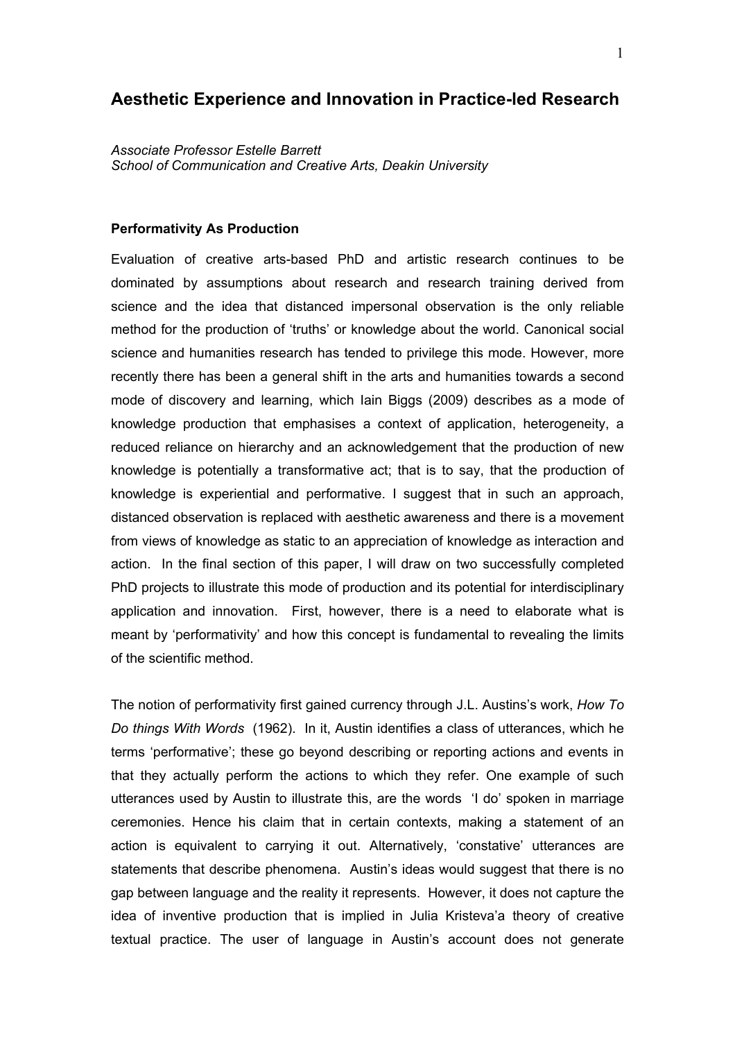# Aesthetic Experience and Innovation in Practice-led Research

*Associate Professor Estelle Barrett*
*School of Communication and Creative Arts, Deakin University*

**Performativity As Production**

Evaluation of creative arts-based PhD and artistic research continues to be dominated by assumptions about research and research training derived from science and the idea that distanced impersonal observation is the only reliable method for the production of 'truths' or knowledge about the world. Canonical social science and humanities research has tended to privilege this mode. However, more recently there has been a general shift in the arts and humanities towards a second mode of discovery and learning, which Iain Biggs (2009) describes as a mode of knowledge production that emphasises a context of application, heterogeneity, a reduced reliance on hierarchy and an acknowledgement that the production of new knowledge is potentially a transformative act; that is to say, that the production of knowledge is experiential and performative. I suggest that in such an approach, distanced observation is replaced with aesthetic awareness and there is a movement from views of knowledge as static to an appreciation of knowledge as interaction and action. In the final section of this paper, I will draw on two successfully completed PhD projects to illustrate this mode of production and its potential for interdisciplinary application and innovation. First, however, there is a need to elaborate what is meant by 'performativity' and how this concept is fundamental to revealing the limits of the scientific method.

The notion of performativity first gained currency through J.L. Austins's work, *How To Do things With Words* (1962). In it, Austin identifies a class of utterances, which he terms 'performative'; these go beyond describing or reporting actions and events in that they actually perform the actions to which they refer. One example of such utterances used by Austin to illustrate this, are the words 'I do' spoken in marriage ceremonies. Hence his claim that in certain contexts, making a statement of an action is equivalent to carrying it out. Alternatively, 'constative' utterances are statements that describe phenomena. Austin's ideas would suggest that there is no gap between language and the reality it represents. However, it does not capture the idea of inventive production that is implied in Julia Kristeva'a theory of creative textual practice. The user of language in Austin's account does not generate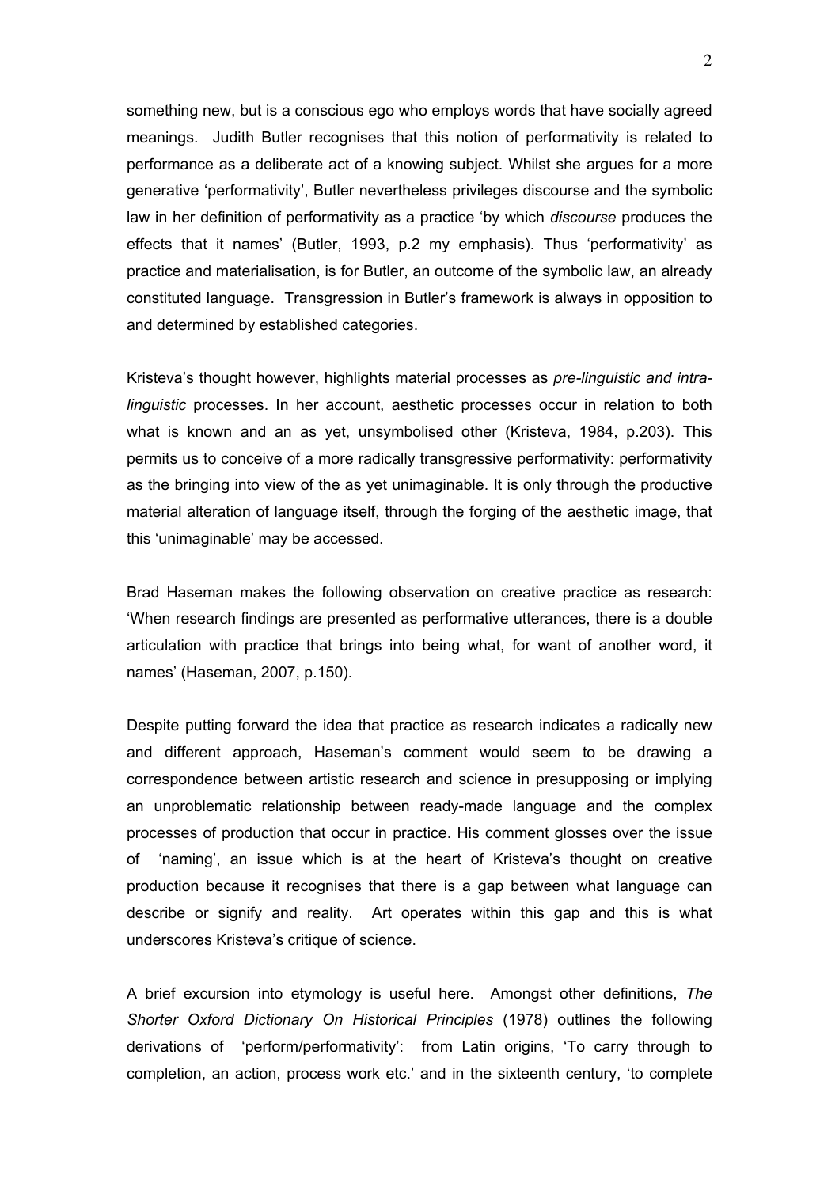something new, but is a conscious ego who employs words that have socially agreed meanings. Judith Butler recognises that this notion of performativity is related to performance as a deliberate act of a knowing subject. Whilst she argues for a more generative 'performativity', Butler nevertheless privileges discourse and the symbolic law in her definition of performativity as a practice 'by which *discourse* produces the effects that it names' (Butler, 1993, p.2 my emphasis). Thus 'performativity' as practice and materialisation, is for Butler, an outcome of the symbolic law, an already constituted language. Transgression in Butler's framework is always in opposition to and determined by established categories.

Kristeva's thought however, highlights material processes as *pre-linguistic and intra-linguistic* processes. In her account, aesthetic processes occur in relation to both what is known and an as yet, unsymbolised other (Kristeva, 1984, p.203). This permits us to conceive of a more radically transgressive performativity: performativity as the bringing into view of the as yet unimaginable. It is only through the productive material alteration of language itself, through the forging of the aesthetic image, that this 'unimaginable' may be accessed.

Brad Haseman makes the following observation on creative practice as research: 'When research findings are presented as performative utterances, there is a double articulation with practice that brings into being what, for want of another word, it names' (Haseman, 2007, p.150).

Despite putting forward the idea that practice as research indicates a radically new and different approach, Haseman's comment would seem to be drawing a correspondence between artistic research and science in presupposing or implying an unproblematic relationship between ready-made language and the complex processes of production that occur in practice. His comment glosses over the issue of 'naming', an issue which is at the heart of Kristeva's thought on creative production because it recognises that there is a gap between what language can describe or signify and reality. Art operates within this gap and this is what underscores Kristeva's critique of science.

A brief excursion into etymology is useful here. Amongst other definitions, *The Shorter Oxford Dictionary On Historical Principles* (1978) outlines the following derivations of 'perform/performativity': from Latin origins, 'To carry through to completion, an action, process work etc.' and in the sixteenth century, 'to complete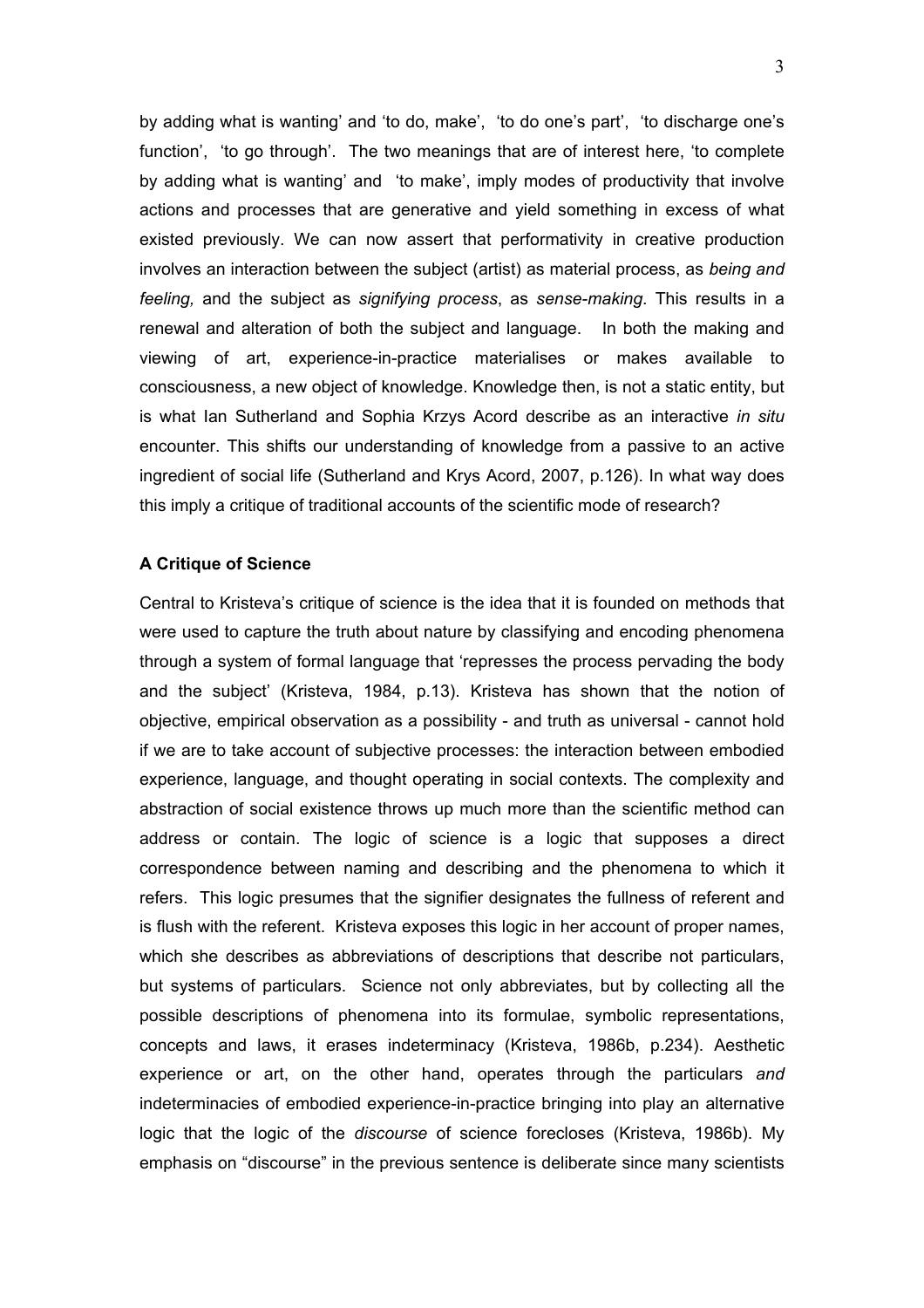by adding what is wanting' and 'to do, make', 'to do one's part', 'to discharge one's function', 'to go through'. The two meanings that are of interest here, 'to complete by adding what is wanting' and 'to make', imply modes of productivity that involve actions and processes that are generative and yield something in excess of what existed previously. We can now assert that performativity in creative production involves an interaction between the subject (artist) as material process, as *being and feeling,* and the subject as *signifying process*, as *sense-making*. This results in a renewal and alteration of both the subject and language. In both the making and viewing of art, experience-in-practice materialises or makes available to consciousness, a new object of knowledge. Knowledge then, is not a static entity, but is what Ian Sutherland and Sophia Krzys Acord describe as an interactive *in situ* encounter. This shifts our understanding of knowledge from a passive to an active ingredient of social life (Sutherland and Krys Acord, 2007, p.126). In what way does this imply a critique of traditional accounts of the scientific mode of research?

**A Critique of Science**

Central to Kristeva's critique of science is the idea that it is founded on methods that were used to capture the truth about nature by classifying and encoding phenomena through a system of formal language that 'represses the process pervading the body and the subject' (Kristeva, 1984, p.13). Kristeva has shown that the notion of objective, empirical observation as a possibility - and truth as universal - cannot hold if we are to take account of subjective processes: the interaction between embodied experience, language, and thought operating in social contexts. The complexity and abstraction of social existence throws up much more than the scientific method can address or contain. The logic of science is a logic that supposes a direct correspondence between naming and describing and the phenomena to which it refers. This logic presumes that the signifier designates the fullness of referent and is flush with the referent. Kristeva exposes this logic in her account of proper names, which she describes as abbreviations of descriptions that describe not particulars, but systems of particulars. Science not only abbreviates, but by collecting all the possible descriptions of phenomena into its formulae, symbolic representations, concepts and laws, it erases indeterminacy (Kristeva, 1986b, p.234). Aesthetic experience or art, on the other hand, operates through the particulars *and* indeterminacies of embodied experience-in-practice bringing into play an alternative logic that the logic of the *discourse* of science forecloses (Kristeva, 1986b). My emphasis on "discourse" in the previous sentence is deliberate since many scientists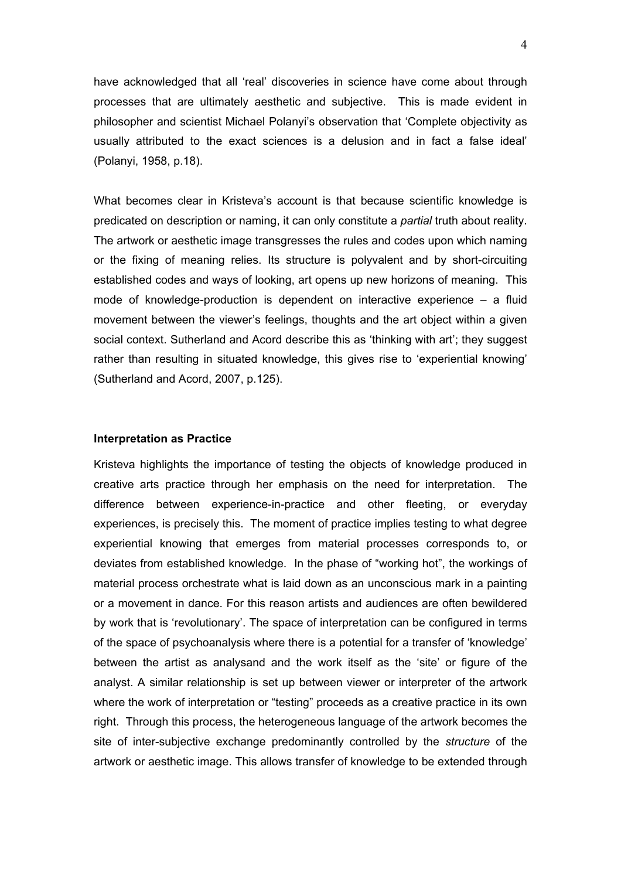have acknowledged that all 'real' discoveries in science have come about through processes that are ultimately aesthetic and subjective. This is made evident in philosopher and scientist Michael Polanyi's observation that 'Complete objectivity as usually attributed to the exact sciences is a delusion and in fact a false ideal' (Polanyi, 1958, p.18).

What becomes clear in Kristeva's account is that because scientific knowledge is predicated on description or naming, it can only constitute a *partial* truth about reality. The artwork or aesthetic image transgresses the rules and codes upon which naming or the fixing of meaning relies. Its structure is polyvalent and by short-circuiting established codes and ways of looking, art opens up new horizons of meaning. This mode of knowledge-production is dependent on interactive experience – a fluid movement between the viewer's feelings, thoughts and the art object within a given social context. Sutherland and Acord describe this as 'thinking with art'; they suggest rather than resulting in situated knowledge, this gives rise to 'experiential knowing' (Sutherland and Acord, 2007, p.125).

**Interpretation as Practice**

Kristeva highlights the importance of testing the objects of knowledge produced in creative arts practice through her emphasis on the need for interpretation. The difference between experience-in-practice and other fleeting, or everyday experiences, is precisely this. The moment of practice implies testing to what degree experiential knowing that emerges from material processes corresponds to, or deviates from established knowledge. In the phase of "working hot", the workings of material process orchestrate what is laid down as an unconscious mark in a painting or a movement in dance. For this reason artists and audiences are often bewildered by work that is 'revolutionary'. The space of interpretation can be configured in terms of the space of psychoanalysis where there is a potential for a transfer of 'knowledge' between the artist as analysand and the work itself as the 'site' or figure of the analyst. A similar relationship is set up between viewer or interpreter of the artwork where the work of interpretation or "testing" proceeds as a creative practice in its own right. Through this process, the heterogeneous language of the artwork becomes the site of inter-subjective exchange predominantly controlled by the *structure* of the artwork or aesthetic image. This allows transfer of knowledge to be extended through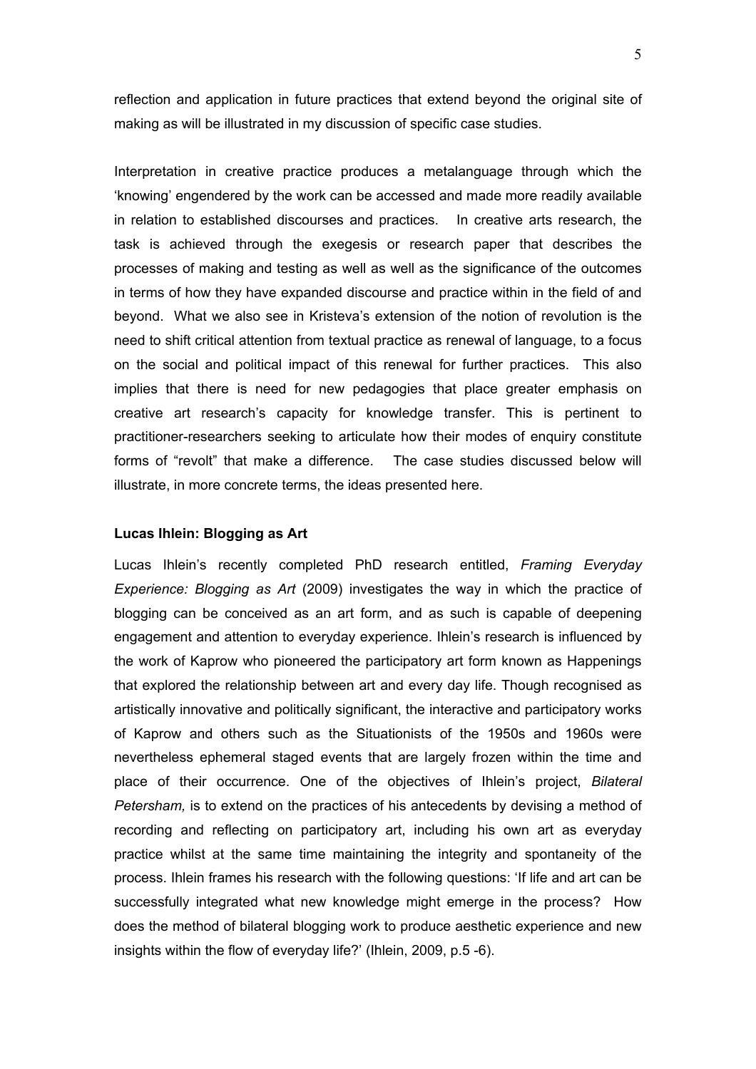reflection and application in future practices that extend beyond the original site of making as will be illustrated in my discussion of specific case studies.

Interpretation in creative practice produces a metalanguage through which the 'knowing' engendered by the work can be accessed and made more readily available in relation to established discourses and practices. In creative arts research, the task is achieved through the exegesis or research paper that describes the processes of making and testing as well as well as the significance of the outcomes in terms of how they have expanded discourse and practice within in the field of and beyond. What we also see in Kristeva's extension of the notion of revolution is the need to shift critical attention from textual practice as renewal of language, to a focus on the social and political impact of this renewal for further practices. This also implies that there is need for new pedagogies that place greater emphasis on creative art research's capacity for knowledge transfer. This is pertinent to practitioner-researchers seeking to articulate how their modes of enquiry constitute forms of "revolt" that make a difference. The case studies discussed below will illustrate, in more concrete terms, the ideas presented here.

**Lucas Ihlein: Blogging as Art**

Lucas Ihlein's recently completed PhD research entitled, *Framing Everyday Experience: Blogging as Art* (2009) investigates the way in which the practice of blogging can be conceived as an art form, and as such is capable of deepening engagement and attention to everyday experience. Ihlein's research is influenced by the work of Kaprow who pioneered the participatory art form known as Happenings that explored the relationship between art and every day life. Though recognised as artistically innovative and politically significant, the interactive and participatory works of Kaprow and others such as the Situationists of the 1950s and 1960s were nevertheless ephemeral staged events that are largely frozen within the time and place of their occurrence. One of the objectives of Ihlein's project, *Bilateral Petersham,* is to extend on the practices of his antecedents by devising a method of recording and reflecting on participatory art, including his own art as everyday practice whilst at the same time maintaining the integrity and spontaneity of the process. Ihlein frames his research with the following questions: 'If life and art can be successfully integrated what new knowledge might emerge in the process? How does the method of bilateral blogging work to produce aesthetic experience and new insights within the flow of everyday life?' (Ihlein, 2009, p.5 -6).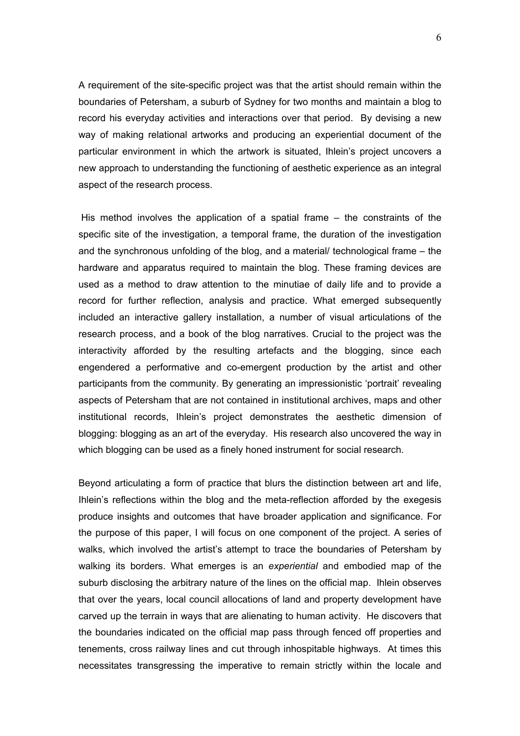A requirement of the site-specific project was that the artist should remain within the boundaries of Petersham, a suburb of Sydney for two months and maintain a blog to record his everyday activities and interactions over that period. By devising a new way of making relational artworks and producing an experiential document of the particular environment in which the artwork is situated, Ihlein's project uncovers a new approach to understanding the functioning of aesthetic experience as an integral aspect of the research process.

His method involves the application of a spatial frame – the constraints of the specific site of the investigation, a temporal frame, the duration of the investigation and the synchronous unfolding of the blog, and a material/ technological frame – the hardware and apparatus required to maintain the blog. These framing devices are used as a method to draw attention to the minutiae of daily life and to provide a record for further reflection, analysis and practice. What emerged subsequently included an interactive gallery installation, a number of visual articulations of the research process, and a book of the blog narratives. Crucial to the project was the interactivity afforded by the resulting artefacts and the blogging, since each engendered a performative and co-emergent production by the artist and other participants from the community. By generating an impressionistic 'portrait' revealing aspects of Petersham that are not contained in institutional archives, maps and other institutional records, Ihlein's project demonstrates the aesthetic dimension of blogging: blogging as an art of the everyday. His research also uncovered the way in which blogging can be used as a finely honed instrument for social research.

Beyond articulating a form of practice that blurs the distinction between art and life, Ihlein's reflections within the blog and the meta-reflection afforded by the exegesis produce insights and outcomes that have broader application and significance. For the purpose of this paper, I will focus on one component of the project. A series of walks, which involved the artist's attempt to trace the boundaries of Petersham by walking its borders. What emerges is an *experiential* and embodied map of the suburb disclosing the arbitrary nature of the lines on the official map. Ihlein observes that over the years, local council allocations of land and property development have carved up the terrain in ways that are alienating to human activity. He discovers that the boundaries indicated on the official map pass through fenced off properties and tenements, cross railway lines and cut through inhospitable highways. At times this necessitates transgressing the imperative to remain strictly within the locale and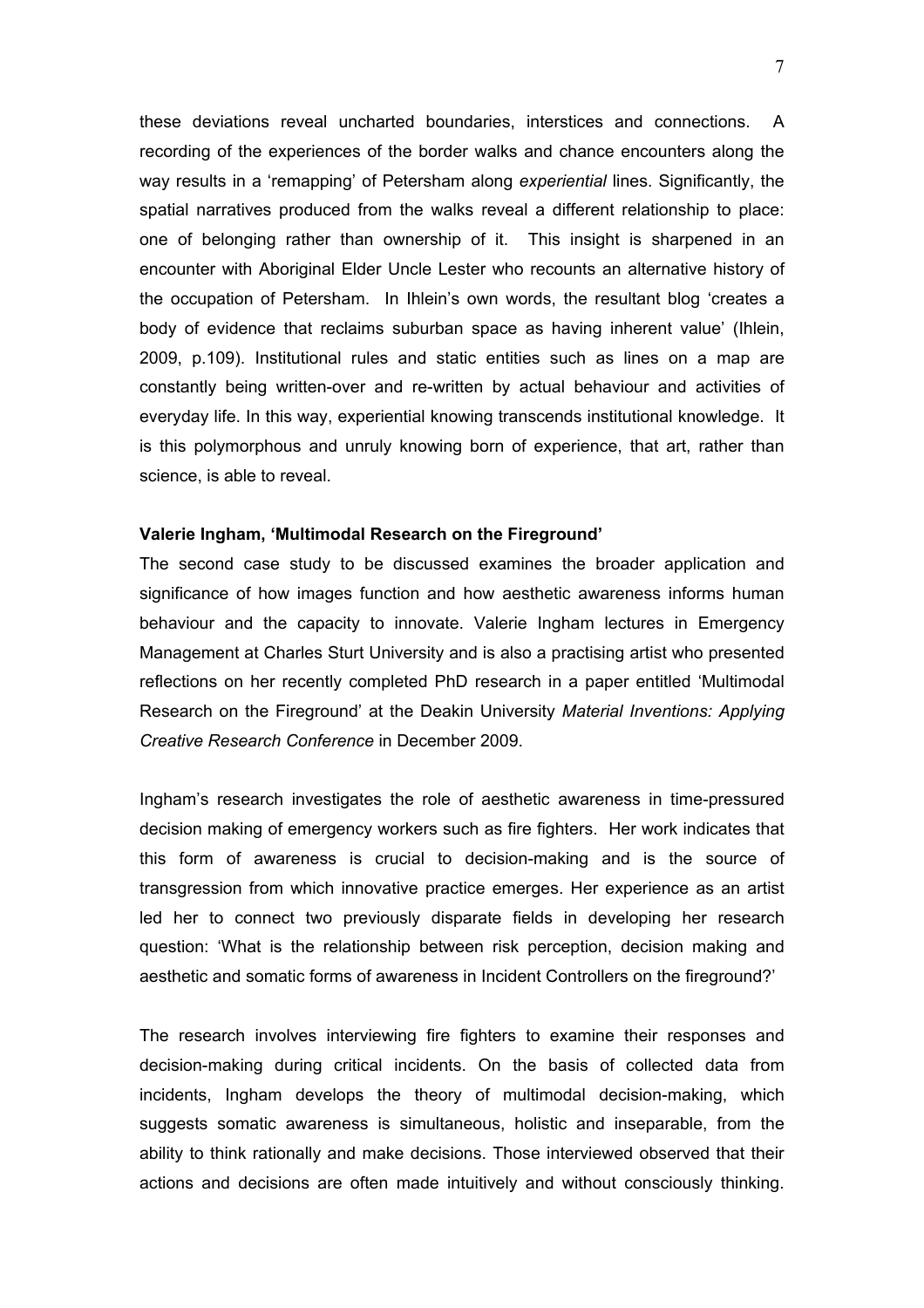these deviations reveal uncharted boundaries, interstices and connections. A recording of the experiences of the border walks and chance encounters along the way results in a 'remapping' of Petersham along *experiential* lines. Significantly, the spatial narratives produced from the walks reveal a different relationship to place: one of belonging rather than ownership of it. This insight is sharpened in an encounter with Aboriginal Elder Uncle Lester who recounts an alternative history of the occupation of Petersham. In Ihlein's own words, the resultant blog 'creates a body of evidence that reclaims suburban space as having inherent value' (Ihlein, 2009, p.109). Institutional rules and static entities such as lines on a map are constantly being written-over and re-written by actual behaviour and activities of everyday life. In this way, experiential knowing transcends institutional knowledge. It is this polymorphous and unruly knowing born of experience, that art, rather than science, is able to reveal.

**Valerie Ingham, 'Multimodal Research on the Fireground'**

The second case study to be discussed examines the broader application and significance of how images function and how aesthetic awareness informs human behaviour and the capacity to innovate. Valerie Ingham lectures in Emergency Management at Charles Sturt University and is also a practising artist who presented reflections on her recently completed PhD research in a paper entitled 'Multimodal Research on the Fireground' at the Deakin University *Material Inventions: Applying Creative Research Conference* in December 2009.

Ingham's research investigates the role of aesthetic awareness in time-pressured decision making of emergency workers such as fire fighters. Her work indicates that this form of awareness is crucial to decision-making and is the source of transgression from which innovative practice emerges. Her experience as an artist led her to connect two previously disparate fields in developing her research question: 'What is the relationship between risk perception, decision making and aesthetic and somatic forms of awareness in Incident Controllers on the fireground?'

The research involves interviewing fire fighters to examine their responses and decision-making during critical incidents. On the basis of collected data from incidents, Ingham develops the theory of multimodal decision-making, which suggests somatic awareness is simultaneous, holistic and inseparable, from the ability to think rationally and make decisions. Those interviewed observed that their actions and decisions are often made intuitively and without consciously thinking.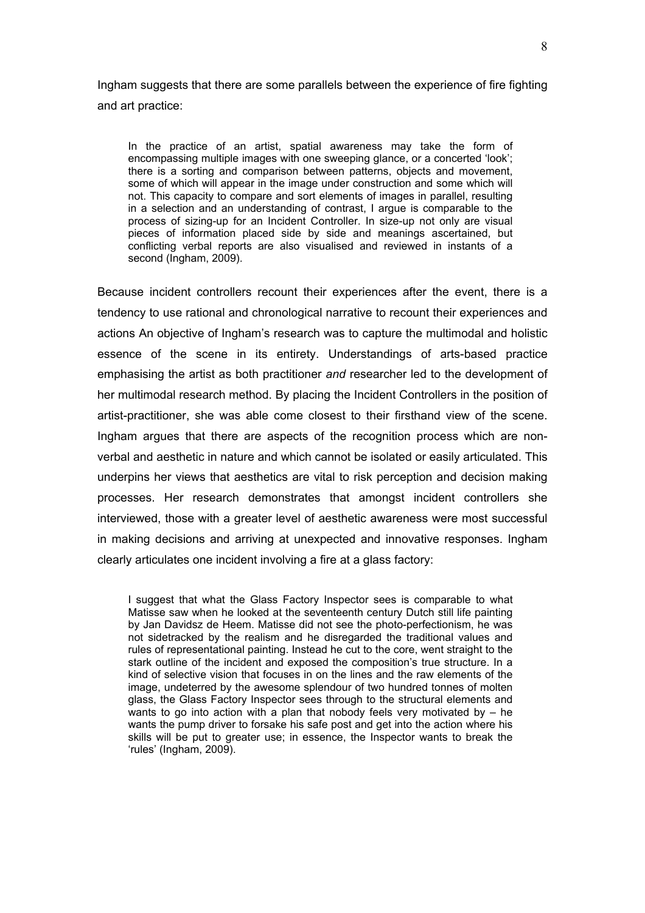Ingham suggests that there are some parallels between the experience of fire fighting and art practice:

> In the practice of an artist, spatial awareness may take the form of encompassing multiple images with one sweeping glance, or a concerted 'look'; there is a sorting and comparison between patterns, objects and movement, some of which will appear in the image under construction and some which will not. This capacity to compare and sort elements of images in parallel, resulting in a selection and an understanding of contrast, I argue is comparable to the process of sizing-up for an Incident Controller. In size-up not only are visual pieces of information placed side by side and meanings ascertained, but conflicting verbal reports are also visualised and reviewed in instants of a second (Ingham, 2009).

Because incident controllers recount their experiences after the event, there is a tendency to use rational and chronological narrative to recount their experiences and actions An objective of Ingham's research was to capture the multimodal and holistic essence of the scene in its entirety. Understandings of arts-based practice emphasising the artist as both practitioner *and* researcher led to the development of her multimodal research method. By placing the Incident Controllers in the position of artist-practitioner, she was able come closest to their firsthand view of the scene. Ingham argues that there are aspects of the recognition process which are non-verbal and aesthetic in nature and which cannot be isolated or easily articulated. This underpins her views that aesthetics are vital to risk perception and decision making processes. Her research demonstrates that amongst incident controllers she interviewed, those with a greater level of aesthetic awareness were most successful in making decisions and arriving at unexpected and innovative responses. Ingham clearly articulates one incident involving a fire at a glass factory:

> I suggest that what the Glass Factory Inspector sees is comparable to what Matisse saw when he looked at the seventeenth century Dutch still life painting by Jan Davidsz de Heem. Matisse did not see the photo-perfectionism, he was not sidetracked by the realism and he disregarded the traditional values and rules of representational painting. Instead he cut to the core, went straight to the stark outline of the incident and exposed the composition's true structure. In a kind of selective vision that focuses in on the lines and the raw elements of the image, undeterred by the awesome splendour of two hundred tonnes of molten glass, the Glass Factory Inspector sees through to the structural elements and wants to go into action with a plan that nobody feels very motivated by – he wants the pump driver to forsake his safe post and get into the action where his skills will be put to greater use; in essence, the Inspector wants to break the 'rules' (Ingham, 2009).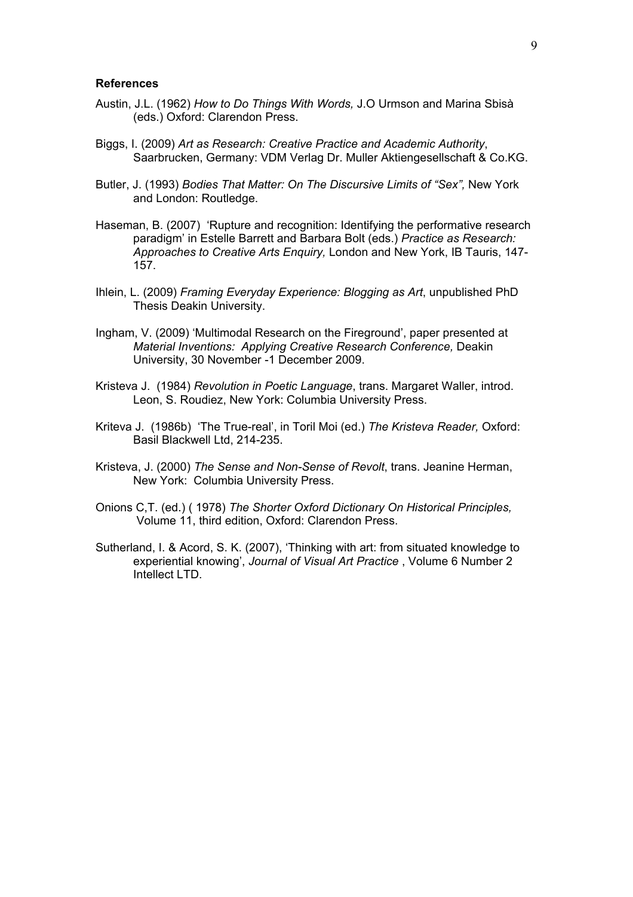**References**

Austin, J.L. (1962) *How to Do Things With Words,* J.O Urmson and Marina Sbisà (eds.) Oxford: Clarendon Press.

Biggs, I. (2009) *Art as Research: Creative Practice and Academic Authority*, Saarbrucken, Germany: VDM Verlag Dr. Muller Aktiengesellschaft & Co.KG.

Butler, J. (1993) *Bodies That Matter: On The Discursive Limits of "Sex",* New York and London: Routledge.

Haseman, B. (2007) 'Rupture and recognition: Identifying the performative research paradigm' in Estelle Barrett and Barbara Bolt (eds.) *Practice as Research: Approaches to Creative Arts Enquiry,* London and New York, IB Tauris, 147-157.

Ihlein, L. (2009) *Framing Everyday Experience: Blogging as Art*, unpublished PhD Thesis Deakin University.

Ingham, V. (2009) 'Multimodal Research on the Fireground', paper presented at *Material Inventions: Applying Creative Research Conference,* Deakin University, 30 November -1 December 2009.

Kristeva J. (1984) *Revolution in Poetic Language*, trans. Margaret Waller, introd. Leon, S. Roudiez, New York: Columbia University Press.

Kriteva J. (1986b) 'The True-real', in Toril Moi (ed.) *The Kristeva Reader,* Oxford: Basil Blackwell Ltd, 214-235.

Kristeva, J. (2000) *The Sense and Non-Sense of Revolt*, trans. Jeanine Herman, New York: Columbia University Press.

Onions C,T. (ed.) ( 1978) *The Shorter Oxford Dictionary On Historical Principles,* Volume 11, third edition, Oxford: Clarendon Press.

Sutherland, I. & Acord, S. K. (2007), 'Thinking with art: from situated knowledge to experiential knowing', *Journal of Visual Art Practice* , Volume 6 Number 2 Intellect LTD.